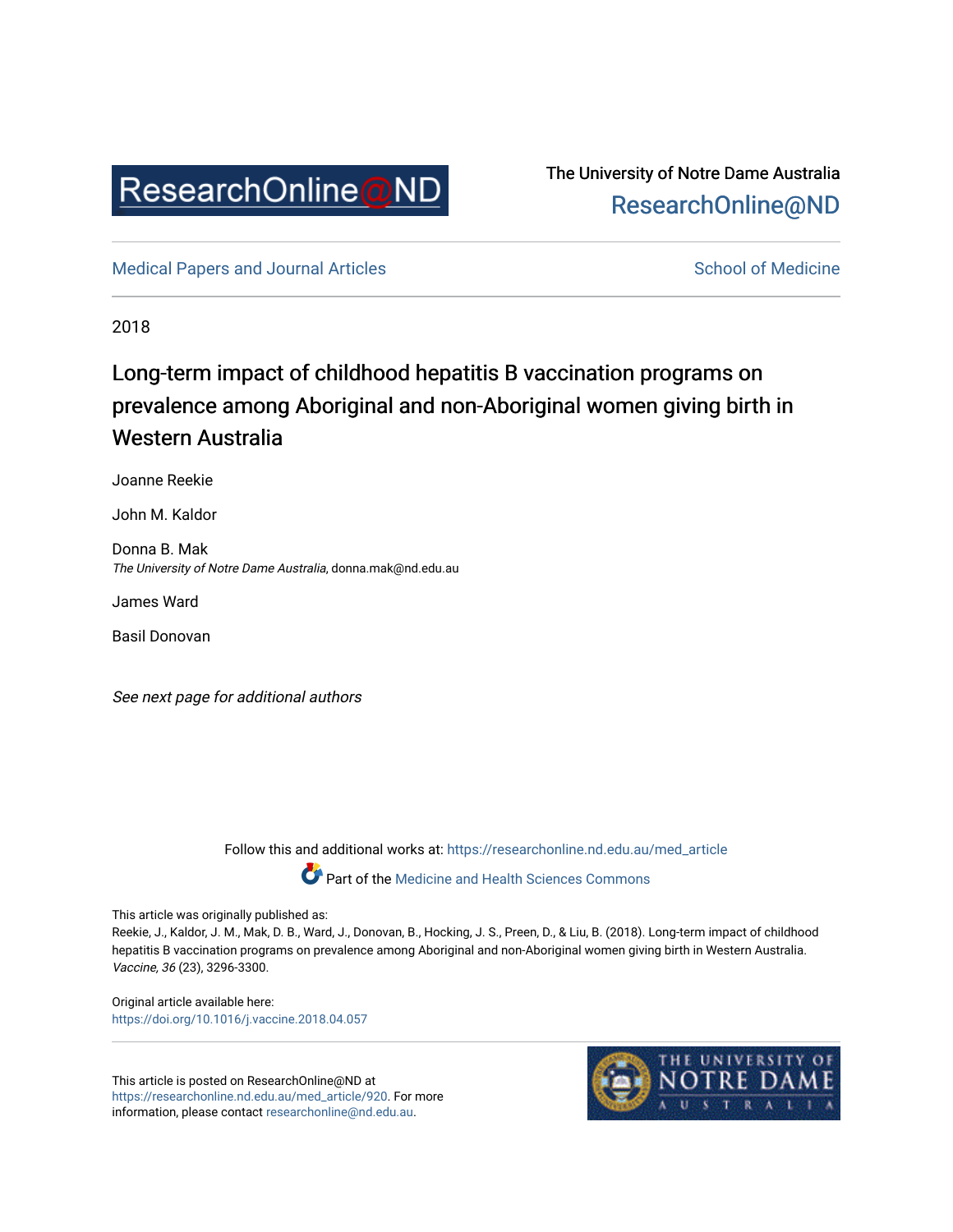ResearchOnline@ND

The University of Notre Dame Australia
ResearchOnline@ND

Medical Papers and Journal Articles — School of Medicine

2018

# Long-term impact of childhood hepatitis B vaccination programs on prevalence among Aboriginal and non-Aboriginal women giving birth in Western Australia

Joanne Reekie

John M. Kaldor

Donna B. Mak
*The University of Notre Dame Australia*, donna.mak@nd.edu.au

James Ward

Basil Donovan

*See next page for additional authors*

Follow this and additional works at: https://researchonline.nd.edu.au/med_article

Part of the Medicine and Health Sciences Commons

This article was originally published as:
Reekie, J., Kaldor, J. M., Mak, D. B., Ward, J., Donovan, B., Hocking, J. S., Preen, D., & Liu, B. (2018). Long-term impact of childhood hepatitis B vaccination programs on prevalence among Aboriginal and non-Aboriginal women giving birth in Western Australia. *Vaccine, 36* (23), 3296-3300.

Original article available here:
https://doi.org/10.1016/j.vaccine.2018.04.057

This article is posted on ResearchOnline@ND at https://researchonline.nd.edu.au/med_article/920. For more information, please contact researchonline@nd.edu.au.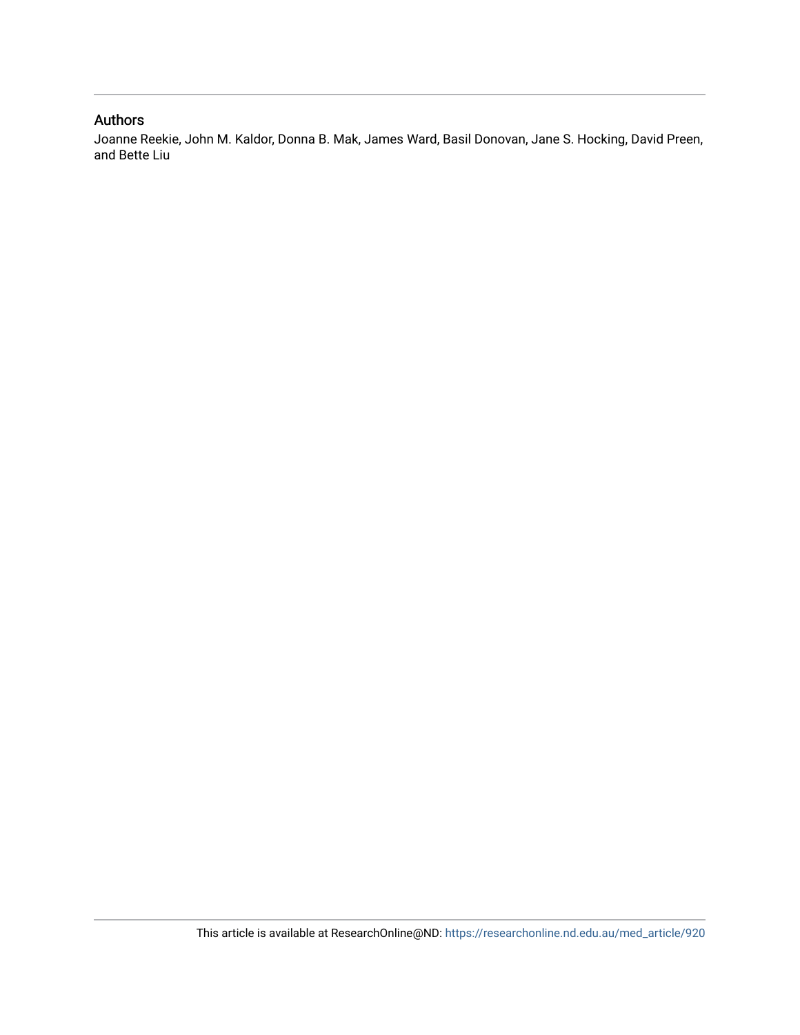## Authors

Joanne Reekie, John M. Kaldor, Donna B. Mak, James Ward, Basil Donovan, Jane S. Hocking, David Preen, and Bette Liu

This article is available at ResearchOnline@ND: https://researchonline.nd.edu.au/med_article/920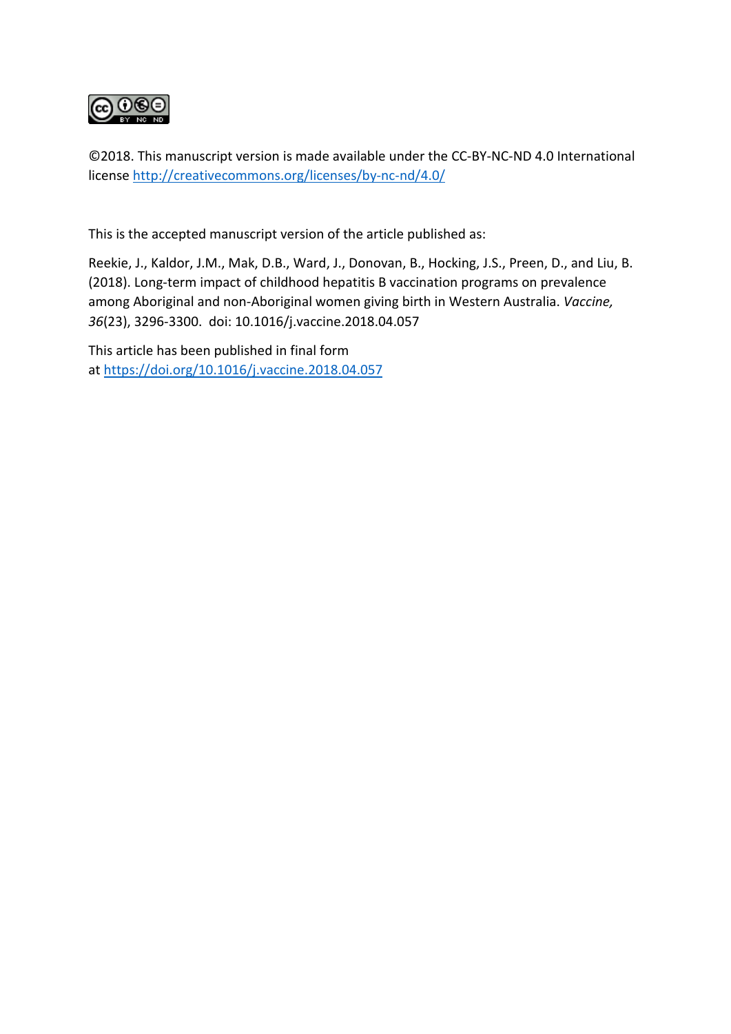©2018. This manuscript version is made available under the CC-BY-NC-ND 4.0 International license http://creativecommons.org/licenses/by-nc-nd/4.0/

This is the accepted manuscript version of the article published as:

Reekie, J., Kaldor, J.M., Mak, D.B., Ward, J., Donovan, B., Hocking, J.S., Preen, D., and Liu, B. (2018). Long-term impact of childhood hepatitis B vaccination programs on prevalence among Aboriginal and non-Aboriginal women giving birth in Western Australia. *Vaccine, 36*(23), 3296-3300. doi: 10.1016/j.vaccine.2018.04.057

This article has been published in final form at https://doi.org/10.1016/j.vaccine.2018.04.057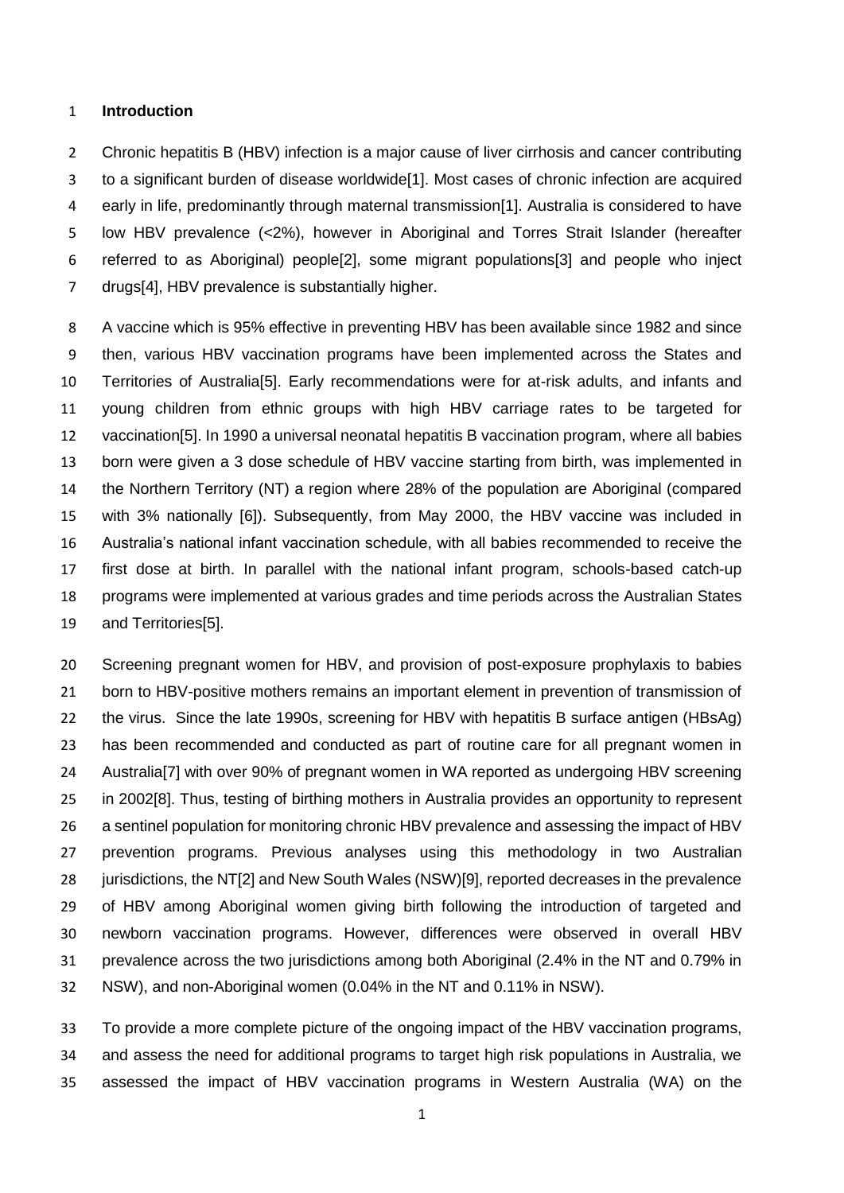## Introduction

Chronic hepatitis B (HBV) infection is a major cause of liver cirrhosis and cancer contributing to a significant burden of disease worldwide[1]. Most cases of chronic infection are acquired early in life, predominantly through maternal transmission[1]. Australia is considered to have low HBV prevalence (<2%), however in Aboriginal and Torres Strait Islander (hereafter referred to as Aboriginal) people[2], some migrant populations[3] and people who inject drugs[4], HBV prevalence is substantially higher.

A vaccine which is 95% effective in preventing HBV has been available since 1982 and since then, various HBV vaccination programs have been implemented across the States and Territories of Australia[5]. Early recommendations were for at-risk adults, and infants and young children from ethnic groups with high HBV carriage rates to be targeted for vaccination[5]. In 1990 a universal neonatal hepatitis B vaccination program, where all babies born were given a 3 dose schedule of HBV vaccine starting from birth, was implemented in the Northern Territory (NT) a region where 28% of the population are Aboriginal (compared with 3% nationally [6]). Subsequently, from May 2000, the HBV vaccine was included in Australia's national infant vaccination schedule, with all babies recommended to receive the first dose at birth. In parallel with the national infant program, schools-based catch-up programs were implemented at various grades and time periods across the Australian States and Territories[5].

Screening pregnant women for HBV, and provision of post-exposure prophylaxis to babies born to HBV-positive mothers remains an important element in prevention of transmission of the virus. Since the late 1990s, screening for HBV with hepatitis B surface antigen (HBsAg) has been recommended and conducted as part of routine care for all pregnant women in Australia[7] with over 90% of pregnant women in WA reported as undergoing HBV screening in 2002[8]. Thus, testing of birthing mothers in Australia provides an opportunity to represent a sentinel population for monitoring chronic HBV prevalence and assessing the impact of HBV prevention programs. Previous analyses using this methodology in two Australian jurisdictions, the NT[2] and New South Wales (NSW)[9], reported decreases in the prevalence of HBV among Aboriginal women giving birth following the introduction of targeted and newborn vaccination programs. However, differences were observed in overall HBV prevalence across the two jurisdictions among both Aboriginal (2.4% in the NT and 0.79% in NSW), and non-Aboriginal women (0.04% in the NT and 0.11% in NSW).

To provide a more complete picture of the ongoing impact of the HBV vaccination programs, and assess the need for additional programs to target high risk populations in Australia, we assessed the impact of HBV vaccination programs in Western Australia (WA) on the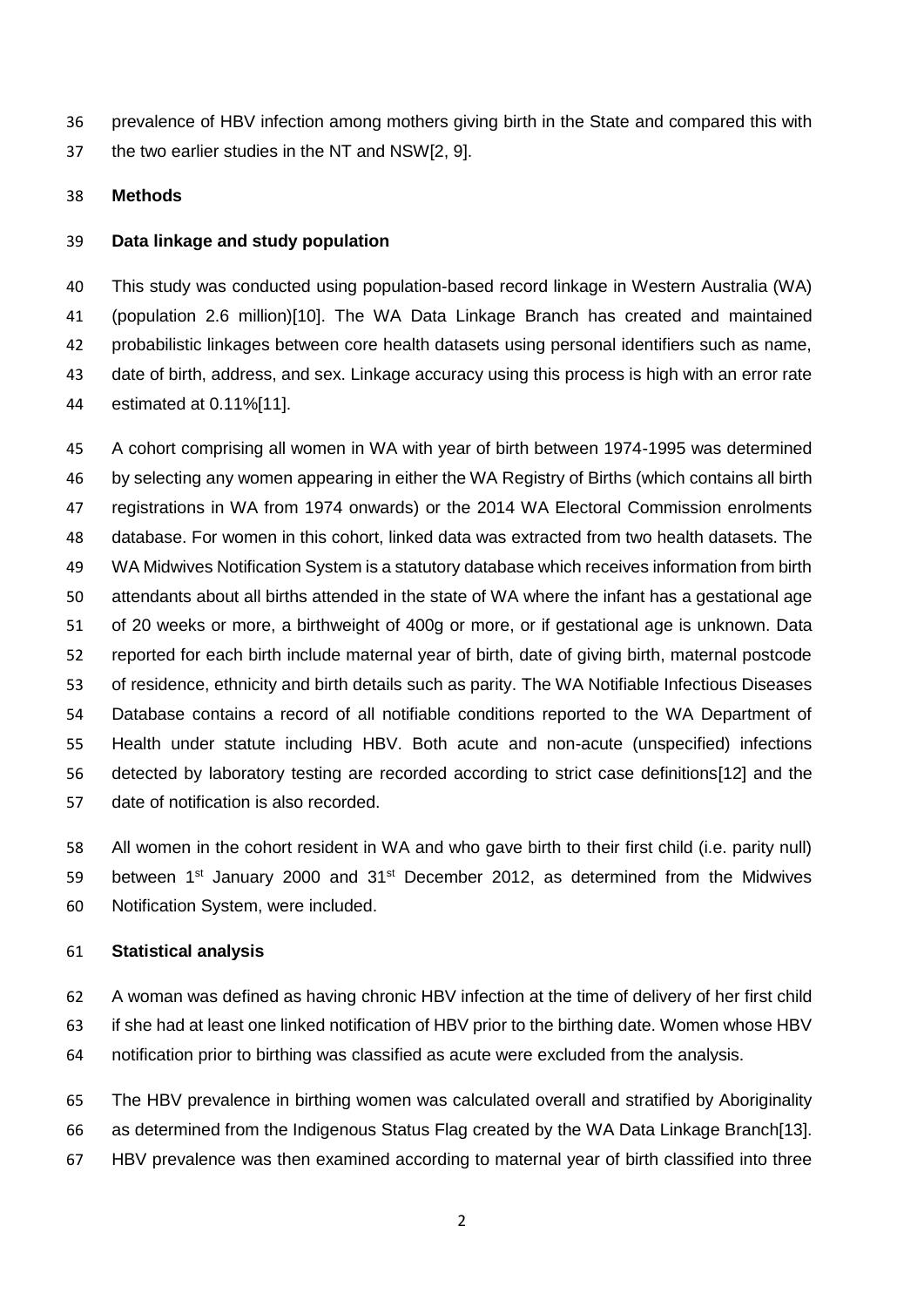prevalence of HBV infection among mothers giving birth in the State and compared this with the two earlier studies in the NT and NSW[2, 9].

## Methods

### Data linkage and study population

This study was conducted using population-based record linkage in Western Australia (WA) (population 2.6 million)[10]. The WA Data Linkage Branch has created and maintained probabilistic linkages between core health datasets using personal identifiers such as name, date of birth, address, and sex. Linkage accuracy using this process is high with an error rate estimated at 0.11%[11].

A cohort comprising all women in WA with year of birth between 1974-1995 was determined by selecting any women appearing in either the WA Registry of Births (which contains all birth registrations in WA from 1974 onwards) or the 2014 WA Electoral Commission enrolments database. For women in this cohort, linked data was extracted from two health datasets. The WA Midwives Notification System is a statutory database which receives information from birth attendants about all births attended in the state of WA where the infant has a gestational age of 20 weeks or more, a birthweight of 400g or more, or if gestational age is unknown. Data reported for each birth include maternal year of birth, date of giving birth, maternal postcode of residence, ethnicity and birth details such as parity. The WA Notifiable Infectious Diseases Database contains a record of all notifiable conditions reported to the WA Department of Health under statute including HBV. Both acute and non-acute (unspecified) infections detected by laboratory testing are recorded according to strict case definitions[12] and the date of notification is also recorded.

All women in the cohort resident in WA and who gave birth to their first child (i.e. parity null) between 1st January 2000 and 31st December 2012, as determined from the Midwives Notification System, were included.

### Statistical analysis

A woman was defined as having chronic HBV infection at the time of delivery of her first child if she had at least one linked notification of HBV prior to the birthing date. Women whose HBV notification prior to birthing was classified as acute were excluded from the analysis.

The HBV prevalence in birthing women was calculated overall and stratified by Aboriginality as determined from the Indigenous Status Flag created by the WA Data Linkage Branch[13]. HBV prevalence was then examined according to maternal year of birth classified into three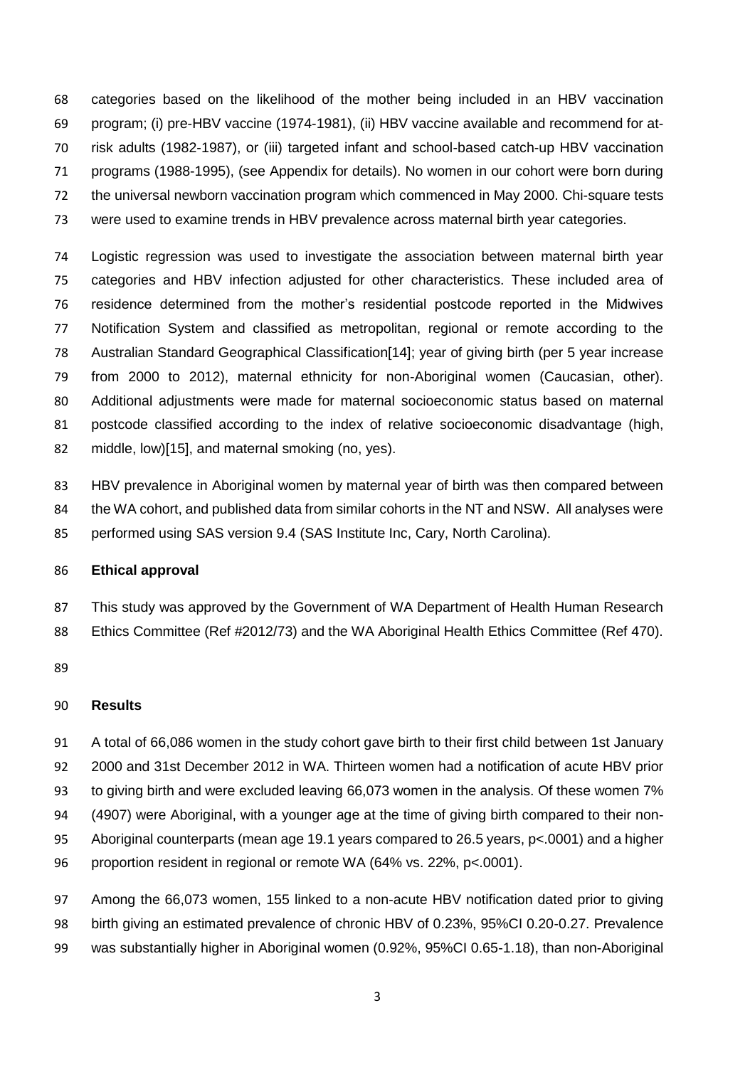categories based on the likelihood of the mother being included in an HBV vaccination program; (i) pre-HBV vaccine (1974-1981), (ii) HBV vaccine available and recommend for at-risk adults (1982-1987), or (iii) targeted infant and school-based catch-up HBV vaccination programs (1988-1995), (see Appendix for details). No women in our cohort were born during the universal newborn vaccination program which commenced in May 2000. Chi-square tests were used to examine trends in HBV prevalence across maternal birth year categories.

Logistic regression was used to investigate the association between maternal birth year categories and HBV infection adjusted for other characteristics. These included area of residence determined from the mother's residential postcode reported in the Midwives Notification System and classified as metropolitan, regional or remote according to the Australian Standard Geographical Classification[14]; year of giving birth (per 5 year increase from 2000 to 2012), maternal ethnicity for non-Aboriginal women (Caucasian, other). Additional adjustments were made for maternal socioeconomic status based on maternal postcode classified according to the index of relative socioeconomic disadvantage (high, middle, low)[15], and maternal smoking (no, yes).

HBV prevalence in Aboriginal women by maternal year of birth was then compared between the WA cohort, and published data from similar cohorts in the NT and NSW. All analyses were performed using SAS version 9.4 (SAS Institute Inc, Cary, North Carolina).

### Ethical approval

This study was approved by the Government of WA Department of Health Human Research Ethics Committee (Ref #2012/73) and the WA Aboriginal Health Ethics Committee (Ref 470).

### Results

A total of 66,086 women in the study cohort gave birth to their first child between 1st January 2000 and 31st December 2012 in WA. Thirteen women had a notification of acute HBV prior to giving birth and were excluded leaving 66,073 women in the analysis. Of these women 7% (4907) were Aboriginal, with a younger age at the time of giving birth compared to their non-Aboriginal counterparts (mean age 19.1 years compared to 26.5 years, $p<.0001$) and a higher proportion resident in regional or remote WA (64% vs. 22%, $p<.0001$).

Among the 66,073 women, 155 linked to a non-acute HBV notification dated prior to giving birth giving an estimated prevalence of chronic HBV of 0.23%, 95%CI 0.20-0.27. Prevalence was substantially higher in Aboriginal women (0.92%, 95%CI 0.65-1.18), than non-Aboriginal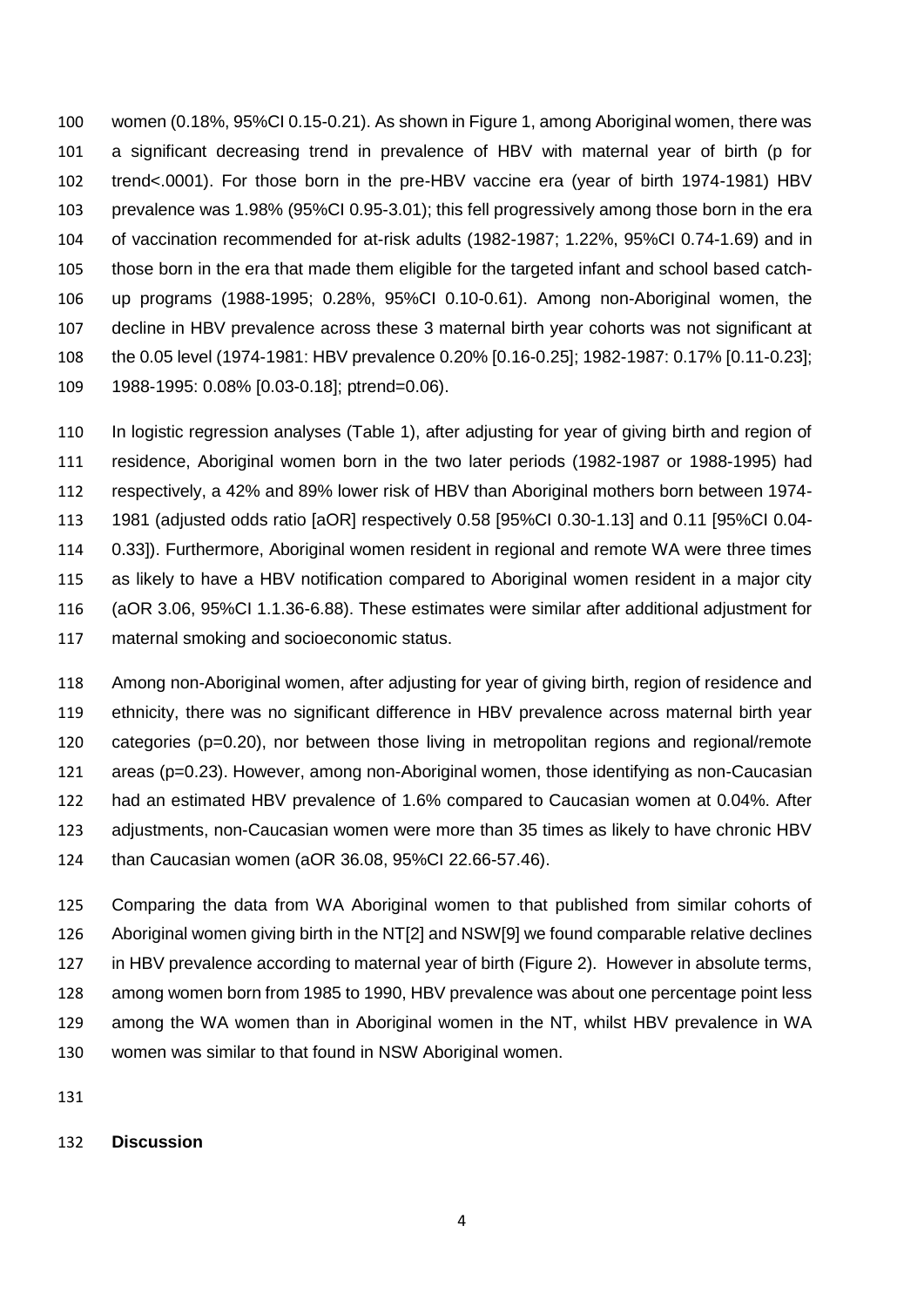women (0.18%, 95%CI 0.15-0.21). As shown in Figure 1, among Aboriginal women, there was a significant decreasing trend in prevalence of HBV with maternal year of birth (p for trend<.0001). For those born in the pre-HBV vaccine era (year of birth 1974-1981) HBV prevalence was 1.98% (95%CI 0.95-3.01); this fell progressively among those born in the era of vaccination recommended for at-risk adults (1982-1987; 1.22%, 95%CI 0.74-1.69) and in those born in the era that made them eligible for the targeted infant and school based catch-up programs (1988-1995; 0.28%, 95%CI 0.10-0.61). Among non-Aboriginal women, the decline in HBV prevalence across these 3 maternal birth year cohorts was not significant at the 0.05 level (1974-1981: HBV prevalence 0.20% [0.16-0.25]; 1982-1987: 0.17% [0.11-0.23]; 1988-1995: 0.08% [0.03-0.18]; ptrend=0.06).

In logistic regression analyses (Table 1), after adjusting for year of giving birth and region of residence, Aboriginal women born in the two later periods (1982-1987 or 1988-1995) had respectively, a 42% and 89% lower risk of HBV than Aboriginal mothers born between 1974-1981 (adjusted odds ratio [aOR] respectively 0.58 [95%CI 0.30-1.13] and 0.11 [95%CI 0.04-0.33]). Furthermore, Aboriginal women resident in regional and remote WA were three times as likely to have a HBV notification compared to Aboriginal women resident in a major city (aOR 3.06, 95%CI 1.1.36-6.88). These estimates were similar after additional adjustment for maternal smoking and socioeconomic status.

Among non-Aboriginal women, after adjusting for year of giving birth, region of residence and ethnicity, there was no significant difference in HBV prevalence across maternal birth year categories (p=0.20), nor between those living in metropolitan regions and regional/remote areas (p=0.23). However, among non-Aboriginal women, those identifying as non-Caucasian had an estimated HBV prevalence of 1.6% compared to Caucasian women at 0.04%. After adjustments, non-Caucasian women were more than 35 times as likely to have chronic HBV than Caucasian women (aOR 36.08, 95%CI 22.66-57.46).

Comparing the data from WA Aboriginal women to that published from similar cohorts of Aboriginal women giving birth in the NT[2] and NSW[9] we found comparable relative declines in HBV prevalence according to maternal year of birth (Figure 2). However in absolute terms, among women born from 1985 to 1990, HBV prevalence was about one percentage point less among the WA women than in Aboriginal women in the NT, whilst HBV prevalence in WA women was similar to that found in NSW Aboriginal women.

## Discussion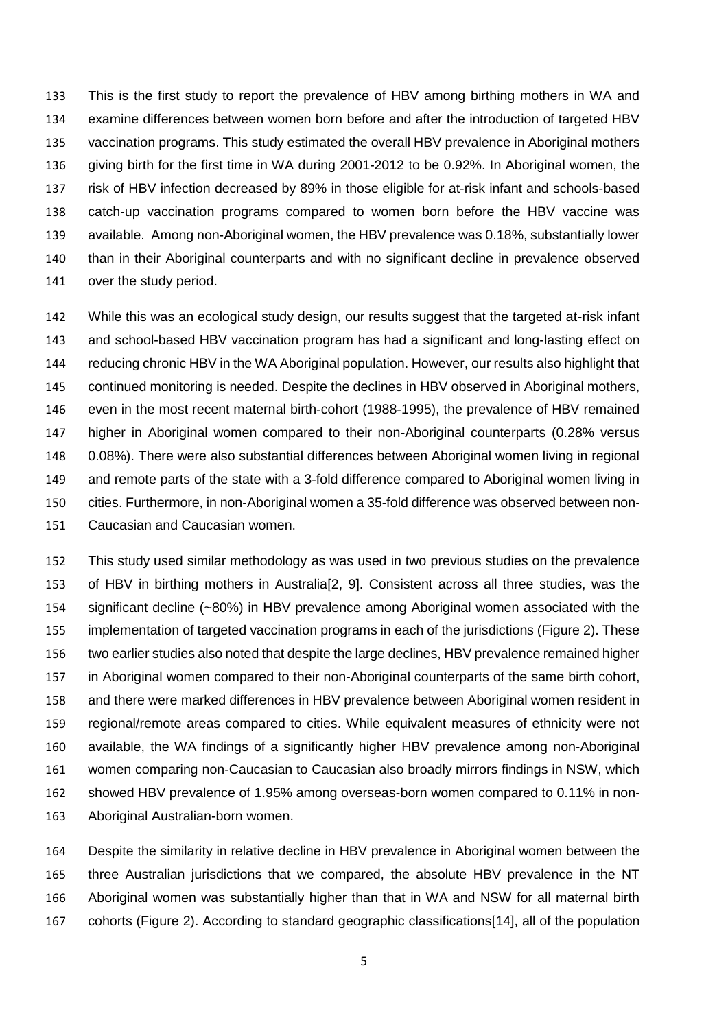This is the first study to report the prevalence of HBV among birthing mothers in WA and examine differences between women born before and after the introduction of targeted HBV vaccination programs. This study estimated the overall HBV prevalence in Aboriginal mothers giving birth for the first time in WA during 2001-2012 to be 0.92%. In Aboriginal women, the risk of HBV infection decreased by 89% in those eligible for at-risk infant and schools-based catch-up vaccination programs compared to women born before the HBV vaccine was available. Among non-Aboriginal women, the HBV prevalence was 0.18%, substantially lower than in their Aboriginal counterparts and with no significant decline in prevalence observed over the study period.

While this was an ecological study design, our results suggest that the targeted at-risk infant and school-based HBV vaccination program has had a significant and long-lasting effect on reducing chronic HBV in the WA Aboriginal population. However, our results also highlight that continued monitoring is needed. Despite the declines in HBV observed in Aboriginal mothers, even in the most recent maternal birth-cohort (1988-1995), the prevalence of HBV remained higher in Aboriginal women compared to their non-Aboriginal counterparts (0.28% versus 0.08%). There were also substantial differences between Aboriginal women living in regional and remote parts of the state with a 3-fold difference compared to Aboriginal women living in cities. Furthermore, in non-Aboriginal women a 35-fold difference was observed between non-Caucasian and Caucasian women.

This study used similar methodology as was used in two previous studies on the prevalence of HBV in birthing mothers in Australia[2, 9]. Consistent across all three studies, was the significant decline (~80%) in HBV prevalence among Aboriginal women associated with the implementation of targeted vaccination programs in each of the jurisdictions (Figure 2). These two earlier studies also noted that despite the large declines, HBV prevalence remained higher in Aboriginal women compared to their non-Aboriginal counterparts of the same birth cohort, and there were marked differences in HBV prevalence between Aboriginal women resident in regional/remote areas compared to cities. While equivalent measures of ethnicity were not available, the WA findings of a significantly higher HBV prevalence among non-Aboriginal women comparing non-Caucasian to Caucasian also broadly mirrors findings in NSW, which showed HBV prevalence of 1.95% among overseas-born women compared to 0.11% in non-Aboriginal Australian-born women.

Despite the similarity in relative decline in HBV prevalence in Aboriginal women between the three Australian jurisdictions that we compared, the absolute HBV prevalence in the NT Aboriginal women was substantially higher than that in WA and NSW for all maternal birth cohorts (Figure 2). According to standard geographic classifications[14], all of the population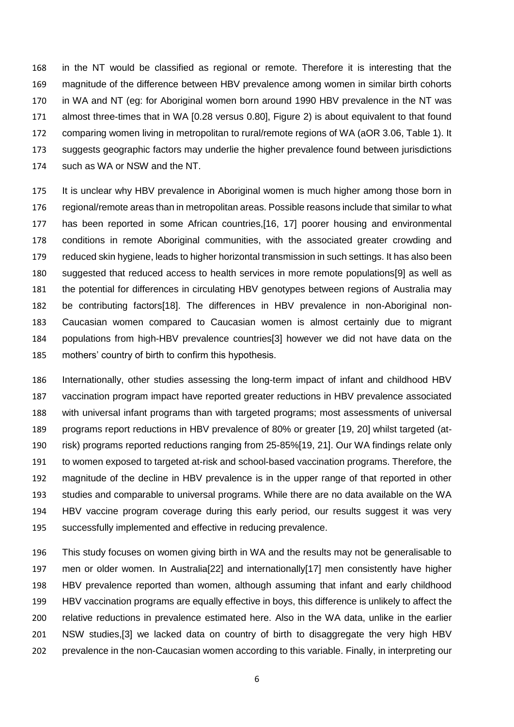in the NT would be classified as regional or remote. Therefore it is interesting that the magnitude of the difference between HBV prevalence among women in similar birth cohorts in WA and NT (eg: for Aboriginal women born around 1990 HBV prevalence in the NT was almost three-times that in WA [0.28 versus 0.80], Figure 2) is about equivalent to that found comparing women living in metropolitan to rural/remote regions of WA (aOR 3.06, Table 1). It suggests geographic factors may underlie the higher prevalence found between jurisdictions such as WA or NSW and the NT.

It is unclear why HBV prevalence in Aboriginal women is much higher among those born in regional/remote areas than in metropolitan areas. Possible reasons include that similar to what has been reported in some African countries,[16, 17] poorer housing and environmental conditions in remote Aboriginal communities, with the associated greater crowding and reduced skin hygiene, leads to higher horizontal transmission in such settings. It has also been suggested that reduced access to health services in more remote populations[9] as well as the potential for differences in circulating HBV genotypes between regions of Australia may be contributing factors[18]. The differences in HBV prevalence in non-Aboriginal non-Caucasian women compared to Caucasian women is almost certainly due to migrant populations from high-HBV prevalence countries[3] however we did not have data on the mothers' country of birth to confirm this hypothesis.

Internationally, other studies assessing the long-term impact of infant and childhood HBV vaccination program impact have reported greater reductions in HBV prevalence associated with universal infant programs than with targeted programs; most assessments of universal programs report reductions in HBV prevalence of 80% or greater [19, 20] whilst targeted (at-risk) programs reported reductions ranging from 25-85%[19, 21]. Our WA findings relate only to women exposed to targeted at-risk and school-based vaccination programs. Therefore, the magnitude of the decline in HBV prevalence is in the upper range of that reported in other studies and comparable to universal programs. While there are no data available on the WA HBV vaccine program coverage during this early period, our results suggest it was very successfully implemented and effective in reducing prevalence.

This study focuses on women giving birth in WA and the results may not be generalisable to men or older women. In Australia[22] and internationally[17] men consistently have higher HBV prevalence reported than women, although assuming that infant and early childhood HBV vaccination programs are equally effective in boys, this difference is unlikely to affect the relative reductions in prevalence estimated here. Also in the WA data, unlike in the earlier NSW studies,[3] we lacked data on country of birth to disaggregate the very high HBV prevalence in the non-Caucasian women according to this variable. Finally, in interpreting our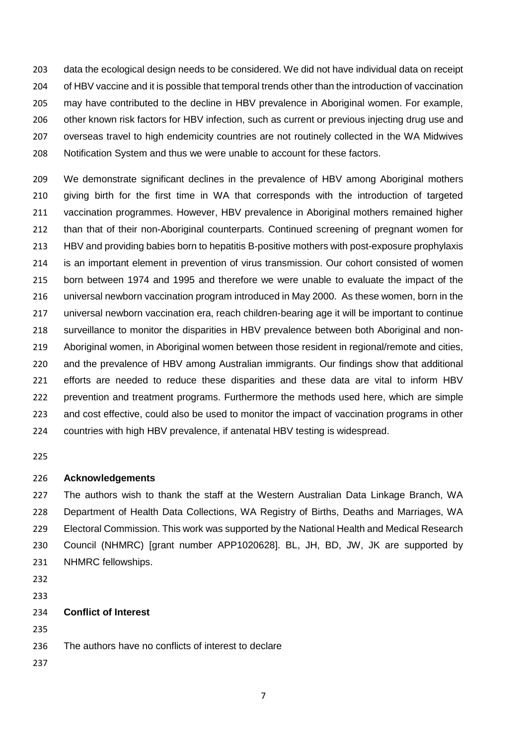data the ecological design needs to be considered. We did not have individual data on receipt of HBV vaccine and it is possible that temporal trends other than the introduction of vaccination may have contributed to the decline in HBV prevalence in Aboriginal women. For example, other known risk factors for HBV infection, such as current or previous injecting drug use and overseas travel to high endemicity countries are not routinely collected in the WA Midwives Notification System and thus we were unable to account for these factors.

We demonstrate significant declines in the prevalence of HBV among Aboriginal mothers giving birth for the first time in WA that corresponds with the introduction of targeted vaccination programmes. However, HBV prevalence in Aboriginal mothers remained higher than that of their non-Aboriginal counterparts. Continued screening of pregnant women for HBV and providing babies born to hepatitis B-positive mothers with post-exposure prophylaxis is an important element in prevention of virus transmission. Our cohort consisted of women born between 1974 and 1995 and therefore we were unable to evaluate the impact of the universal newborn vaccination program introduced in May 2000. As these women, born in the universal newborn vaccination era, reach children-bearing age it will be important to continue surveillance to monitor the disparities in HBV prevalence between both Aboriginal and non-Aboriginal women, in Aboriginal women between those resident in regional/remote and cities, and the prevalence of HBV among Australian immigrants. Our findings show that additional efforts are needed to reduce these disparities and these data are vital to inform HBV prevention and treatment programs. Furthermore the methods used here, which are simple and cost effective, could also be used to monitor the impact of vaccination programs in other countries with high HBV prevalence, if antenatal HBV testing is widespread.

## Acknowledgements

The authors wish to thank the staff at the Western Australian Data Linkage Branch, WA Department of Health Data Collections, WA Registry of Births, Deaths and Marriages, WA Electoral Commission. This work was supported by the National Health and Medical Research Council (NHMRC) [grant number APP1020628]. BL, JH, BD, JW, JK are supported by NHMRC fellowships.

## Conflict of Interest

The authors have no conflicts of interest to declare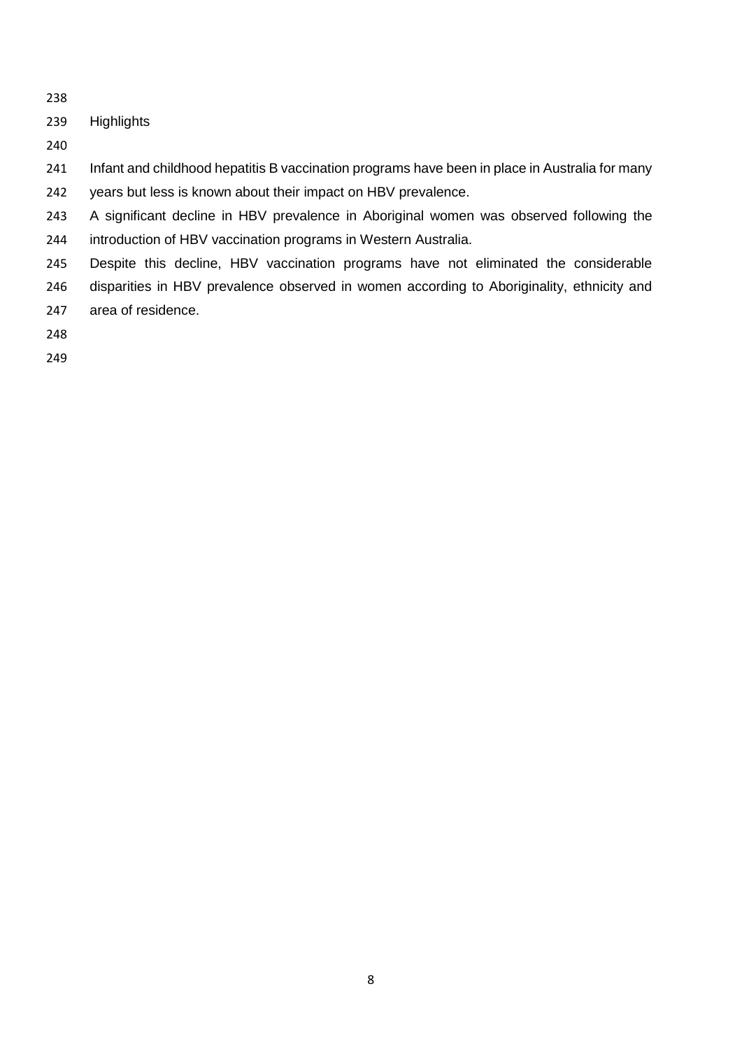## Highlights

Infant and childhood hepatitis B vaccination programs have been in place in Australia for many years but less is known about their impact on HBV prevalence.

A significant decline in HBV prevalence in Aboriginal women was observed following the introduction of HBV vaccination programs in Western Australia.

Despite this decline, HBV vaccination programs have not eliminated the considerable disparities in HBV prevalence observed in women according to Aboriginality, ethnicity and area of residence.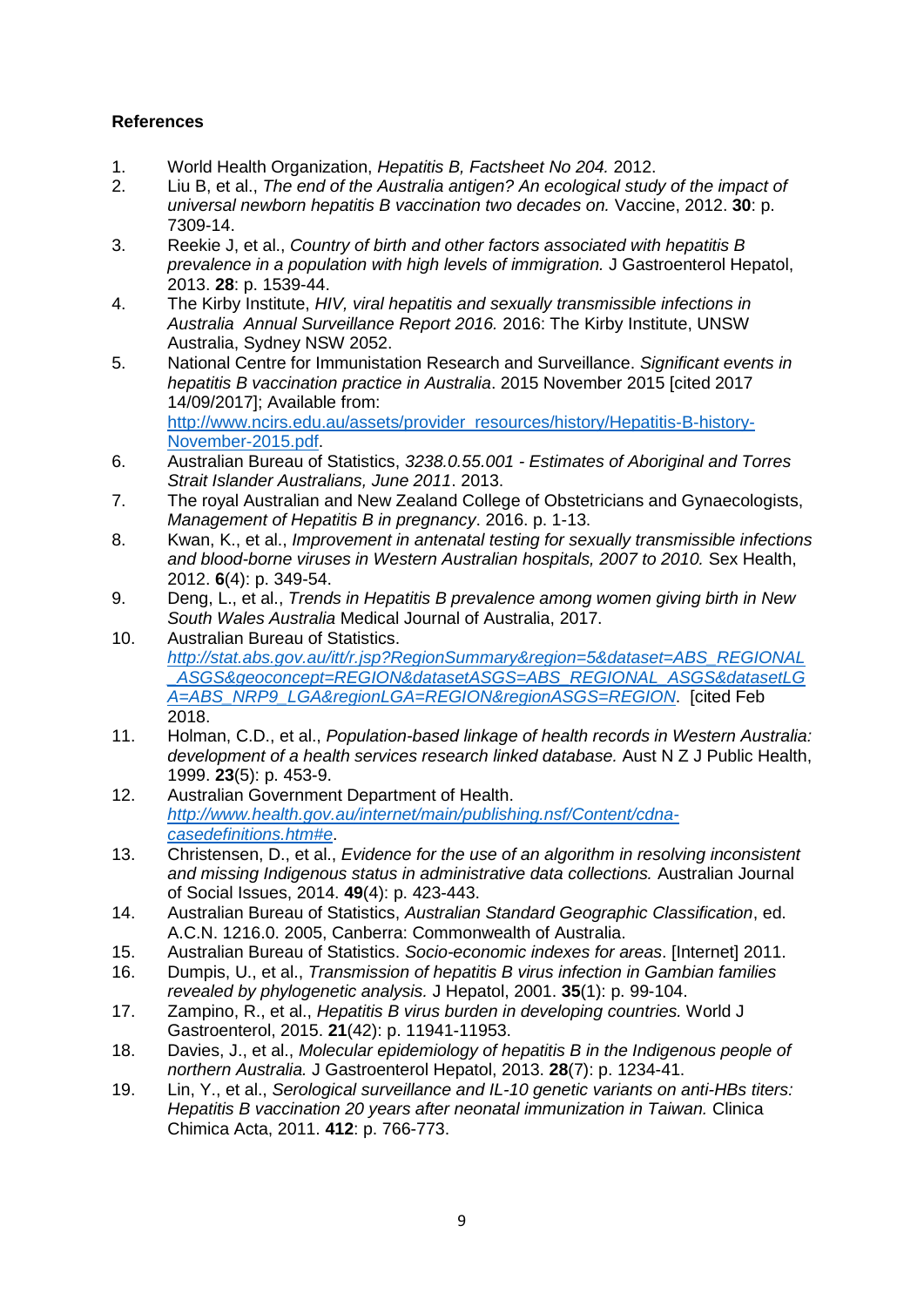**References**

1. World Health Organization, *Hepatitis B, Factsheet No 204.* 2012.
2. Liu B, et al., *The end of the Australia antigen? An ecological study of the impact of universal newborn hepatitis B vaccination two decades on.* Vaccine, 2012. **30**: p. 7309-14.
3. Reekie J, et al., *Country of birth and other factors associated with hepatitis B prevalence in a population with high levels of immigration.* J Gastroenterol Hepatol, 2013. **28**: p. 1539-44.
4. The Kirby Institute, *HIV, viral hepatitis and sexually transmissible infections in Australia Annual Surveillance Report 2016.* 2016: The Kirby Institute, UNSW Australia, Sydney NSW 2052.
5. National Centre for Immunistation Research and Surveillance. *Significant events in hepatitis B vaccination practice in Australia*. 2015 November 2015 [cited 2017 14/09/2017]; Available from: [http://www.ncirs.edu.au/assets/provider_resources/history/Hepatitis-B-history-November-2015.pdf](http://www.ncirs.edu.au/assets/provider_resources/history/Hepatitis-B-history-November-2015.pdf).
6. Australian Bureau of Statistics, *3238.0.55.001 - Estimates of Aboriginal and Torres Strait Islander Australians, June 2011*. 2013.
7. The royal Australian and New Zealand College of Obstetricians and Gynaecologists, *Management of Hepatitis B in pregnancy*. 2016. p. 1-13.
8. Kwan, K., et al., *Improvement in antenatal testing for sexually transmissible infections and blood-borne viruses in Western Australian hospitals, 2007 to 2010.* Sex Health, 2012. **6**(4): p. 349-54.
9. Deng, L., et al., *Trends in Hepatitis B prevalence among women giving birth in New South Wales Australia* Medical Journal of Australia, 2017.
10. Australian Bureau of Statistics. *[http://stat.abs.gov.au/itt/r.jsp?RegionSummary&region=5&dataset=ABS_REGIONAL_ASGS&geoconcept=REGION&datasetASGS=ABS_REGIONAL_ASGS&datasetLGA=ABS_NRP9_LGA&regionLGA=REGION&regionASGS=REGION](http://stat.abs.gov.au/itt/r.jsp?RegionSummary&region=5&dataset=ABS_REGIONAL_ASGS&geoconcept=REGION&datasetASGS=ABS_REGIONAL_ASGS&datasetLGA=ABS_NRP9_LGA&regionLGA=REGION&regionASGS=REGION)*. [cited Feb 2018.
11. Holman, C.D., et al., *Population-based linkage of health records in Western Australia: development of a health services research linked database.* Aust N Z J Public Health, 1999. **23**(5): p. 453-9.
12. Australian Government Department of Health. *[http://www.health.gov.au/internet/main/publishing.nsf/Content/cdna-casedefinitions.htm#e](http://www.health.gov.au/internet/main/publishing.nsf/Content/cdna-casedefinitions.htm#e)*.
13. Christensen, D., et al., *Evidence for the use of an algorithm in resolving inconsistent and missing Indigenous status in administrative data collections.* Australian Journal of Social Issues, 2014. **49**(4): p. 423-443.
14. Australian Bureau of Statistics, *Australian Standard Geographic Classification*, ed. A.C.N. 1216.0. 2005, Canberra: Commonwealth of Australia.
15. Australian Bureau of Statistics. *Socio-economic indexes for areas*. [Internet] 2011.
16. Dumpis, U., et al., *Transmission of hepatitis B virus infection in Gambian families revealed by phylogenetic analysis.* J Hepatol, 2001. **35**(1): p. 99-104.
17. Zampino, R., et al., *Hepatitis B virus burden in developing countries.* World J Gastroenterol, 2015. **21**(42): p. 11941-11953.
18. Davies, J., et al., *Molecular epidemiology of hepatitis B in the Indigenous people of northern Australia.* J Gastroenterol Hepatol, 2013. **28**(7): p. 1234-41.
19. Lin, Y., et al., *Serological surveillance and IL-10 genetic variants on anti-HBs titers: Hepatitis B vaccination 20 years after neonatal immunization in Taiwan.* Clinica Chimica Acta, 2011. **412**: p. 766-773.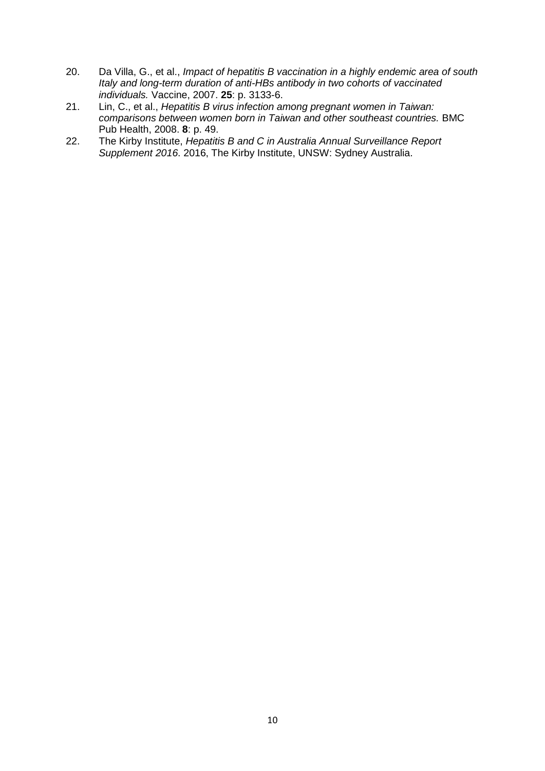20. Da Villa, G., et al., *Impact of hepatitis B vaccination in a highly endemic area of south Italy and long-term duration of anti-HBs antibody in two cohorts of vaccinated individuals.* Vaccine, 2007. **25**: p. 3133-6.
21. Lin, C., et al., *Hepatitis B virus infection among pregnant women in Taiwan: comparisons between women born in Taiwan and other southeast countries.* BMC Pub Health, 2008. **8**: p. 49.
22. The Kirby Institute, *Hepatitis B and C in Australia Annual Surveillance Report Supplement 2016*. 2016, The Kirby Institute, UNSW: Sydney Australia.